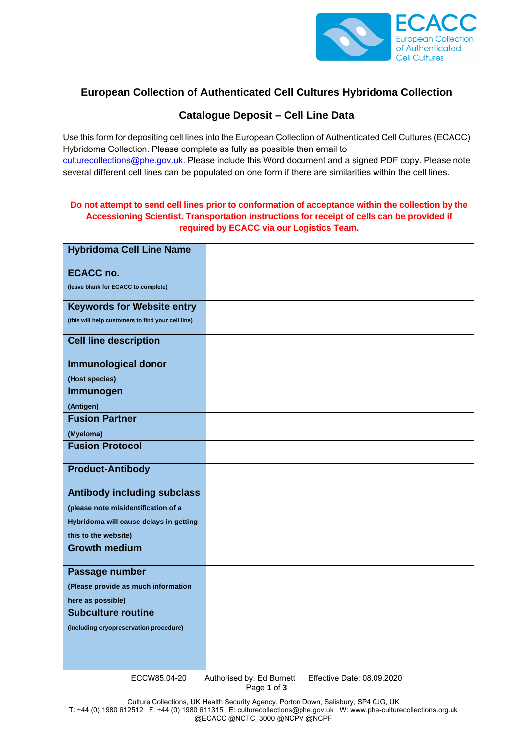ECACC
European Collection of Authenticated Cell Cultures

# European Collection of Authenticated Cell Cultures Hybridoma Collection

## Catalogue Deposit – Cell Line Data

Use this form for depositing cell lines into the European Collection of Authenticated Cell Cultures (ECACC) Hybridoma Collection. Please complete as fully as possible then email to culturecollections@phe.gov.uk. Please include this Word document and a signed PDF copy. Please note several different cell lines can be populated on one form if there are similarities within the cell lines.

**Do not attempt to send cell lines prior to conformation of acceptance within the collection by the Accessioning Scientist. Transportation instructions for receipt of cells can be provided if required by ECACC via our Logistics Team.**

| | |
|---|---|
| **Hybridoma Cell Line Name** | |
| **ECACC no.** (leave blank for ECACC to complete) | |
| **Keywords for Website entry** (this will help customers to find your cell line) | |
| **Cell line description** | |
| **Immunological donor** (Host species) | |
| **Immunogen** (Antigen) | |
| **Fusion Partner** (Myeloma) | |
| **Fusion Protocol** | |
| **Product-Antibody** | |
| **Antibody including subclass** (please note misidentification of a Hybridoma will cause delays in getting this to the website) | |
| **Growth medium** | |
| **Passage number** (Please provide as much information here as possible) | |
| **Subculture routine** (including cryopreservation procedure) | |

ECCW85.04-20 Authorised by: Ed Burnett Effective Date: 08.09.2020

Culture Collections, UK Health Security Agency, Porton Down, Salisbury, SP4 0JG, UK
T: +44 (0) 1980 612512 F: +44 (0) 1980 611315 E: culturecollections@phe.gov.uk W: www.phe-culturecollections.org.uk
@ECACC @NCTC_3000 @NCPV @NCPF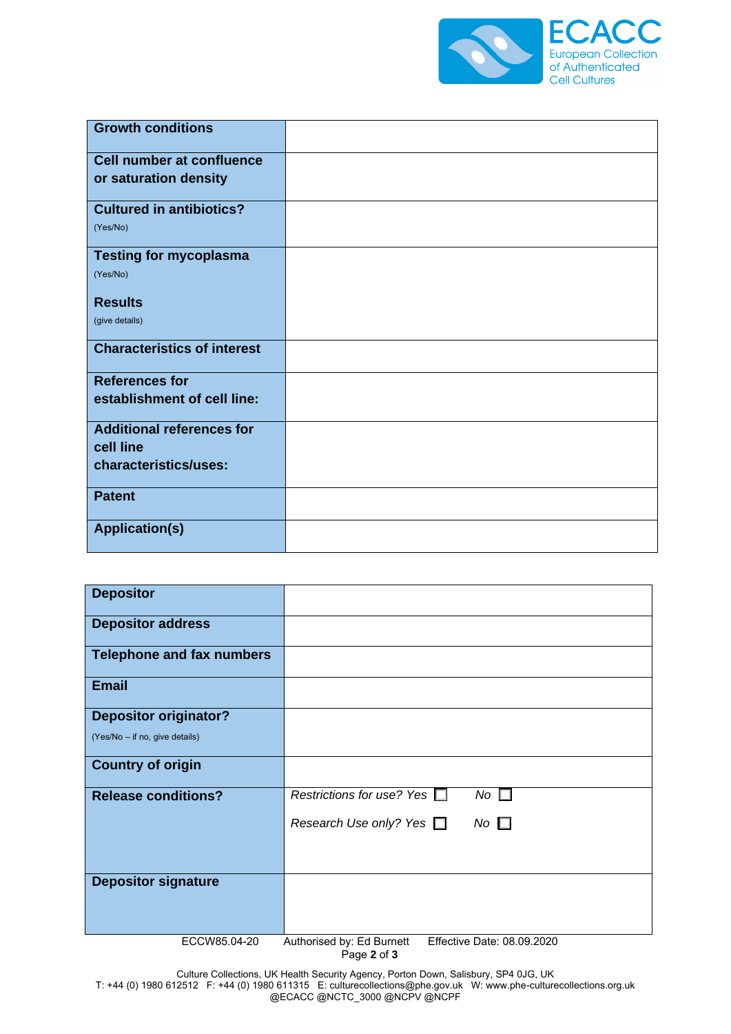| Field | |
|---|---|
| **Growth conditions** | |
| **Cell number at confluence or saturation density** | |
| **Cultured in antibiotics?** (Yes/No) | |
| **Testing for mycoplasma** (Yes/No)<br><br>**Results** (give details) | |
| **Characteristics of interest** | |
| **References for establishment of cell line:** | |
| **Additional references for cell line characteristics/uses:** | |
| **Patent** | |
| **Application(s)** | |

| Field | |
|---|---|
| **Depositor** | |
| **Depositor address** | |
| **Telephone and fax numbers** | |
| **Email** | |
| **Depositor originator?** (Yes/No – if no, give details) | |
| **Country of origin** | |
| **Release conditions?** | *Restrictions for use? Yes* ☐ *No* ☐<br><br>*Research Use only? Yes* ☐ *No* ☐ |
| **Depositor signature** | |

ECCW85.04-20 Authorised by: Ed Burnett Effective Date: 08.09.2020

Culture Collections, UK Health Security Agency, Porton Down, Salisbury, SP4 0JG, UK
T: +44 (0) 1980 612512 F: +44 (0) 1980 611315 E: culturecollections@phe.gov.uk W: www.phe-culturecollections.org.uk
@ECACC @NCTC_3000 @NCPV @NCPF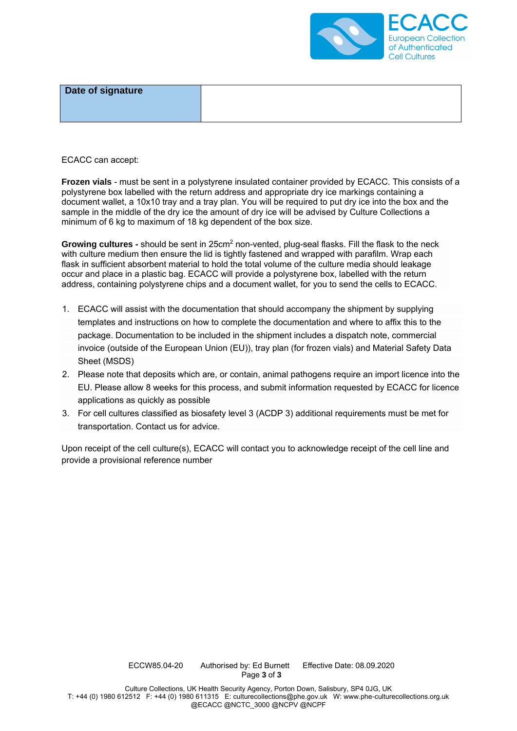| Date of signature | |
|---|---|

ECACC can accept:

**Frozen vials** - must be sent in a polystyrene insulated container provided by ECACC. This consists of a polystyrene box labelled with the return address and appropriate dry ice markings containing a document wallet, a 10x10 tray and a tray plan. You will be required to put dry ice into the box and the sample in the middle of the dry ice the amount of dry ice will be advised by Culture Collections a minimum of 6 kg to maximum of 18 kg dependent of the box size.

**Growing cultures -** should be sent in 25cm$^2$ non-vented, plug-seal flasks. Fill the flask to the neck with culture medium then ensure the lid is tightly fastened and wrapped with parafilm. Wrap each flask in sufficient absorbent material to hold the total volume of the culture media should leakage occur and place in a plastic bag. ECACC will provide a polystyrene box, labelled with the return address, containing polystyrene chips and a document wallet, for you to send the cells to ECACC.

1. ECACC will assist with the documentation that should accompany the shipment by supplying templates and instructions on how to complete the documentation and where to affix this to the package. Documentation to be included in the shipment includes a dispatch note, commercial invoice (outside of the European Union (EU)), tray plan (for frozen vials) and Material Safety Data Sheet (MSDS)
2. Please note that deposits which are, or contain, animal pathogens require an import licence into the EU. Please allow 8 weeks for this process, and submit information requested by ECACC for licence applications as quickly as possible
3. For cell cultures classified as biosafety level 3 (ACDP 3) additional requirements must be met for transportation. Contact us for advice.

Upon receipt of the cell culture(s), ECACC will contact you to acknowledge receipt of the cell line and provide a provisional reference number